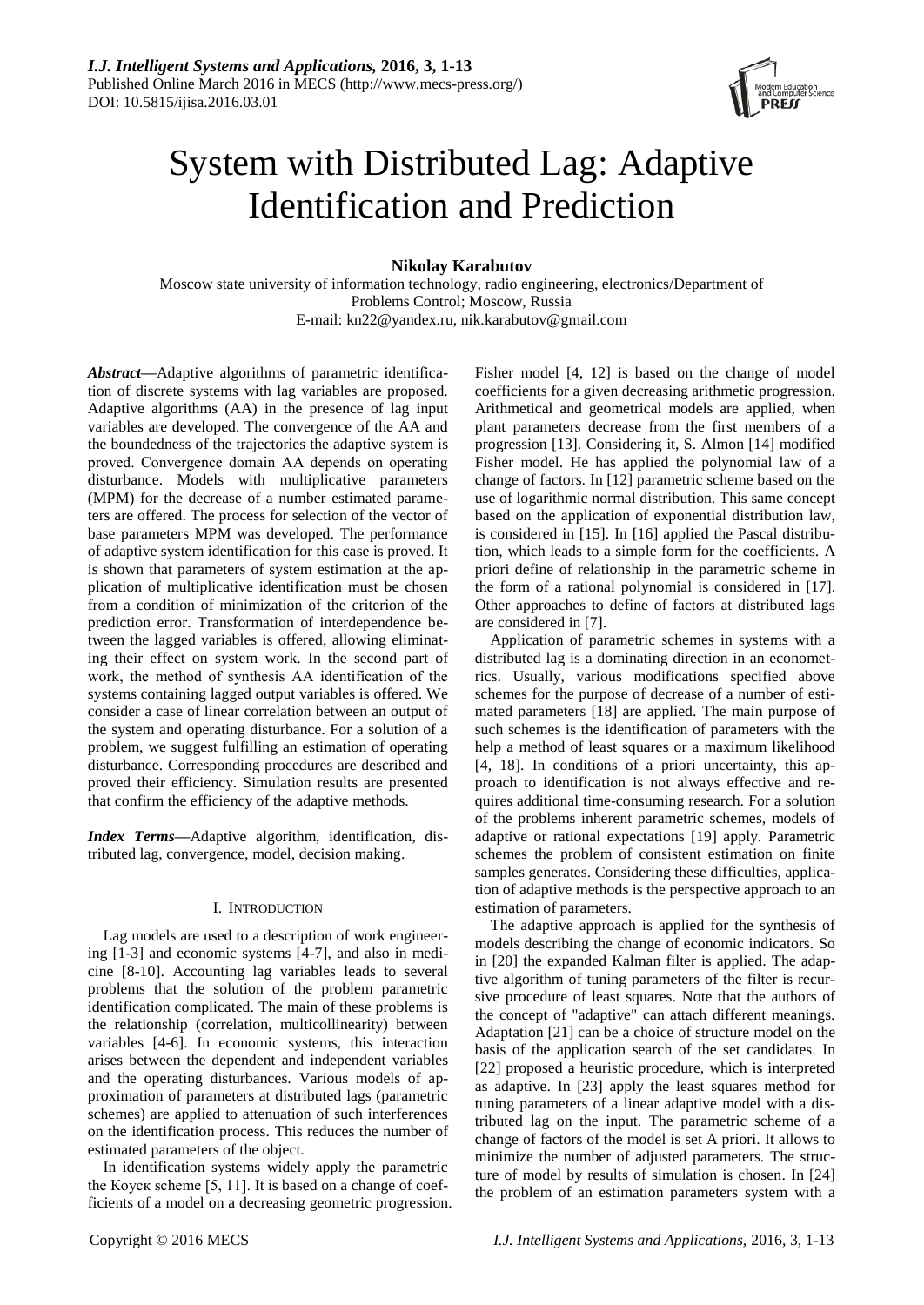# System with Distributed Lag: Adaptive Identification and Prediction

**Nikolay Karabutov**

Moscow state university of information technology, radio engineering, electronics/Department of Problems Control; Moscow, Russia
E-mail: kn22@yandex.ru, nik.karabutov@gmail.com

***Abstract*—**Adaptive algorithms of parametric identification of discrete systems with lag variables are proposed. Adaptive algorithms (AA) in the presence of lag input variables are developed. The convergence of the AA and the boundedness of the trajectories the adaptive system is proved. Convergence domain AA depends on operating disturbance. Models with multiplicative parameters (MPM) for the decrease of a number estimated parameters are offered. The process for selection of the vector of base parameters MPM was developed. The performance of adaptive system identification for this case is proved. It is shown that parameters of system estimation at the application of multiplicative identification must be chosen from a condition of minimization of the criterion of the prediction error. Transformation of interdependence between the lagged variables is offered, allowing eliminating their effect on system work. In the second part of work, the method of synthesis AA identification of the systems containing lagged output variables is offered. We consider a case of linear correlation between an output of the system and operating disturbance. For a solution of a problem, we suggest fulfilling an estimation of operating disturbance. Corresponding procedures are described and proved their efficiency. Simulation results are presented that confirm the efficiency of the adaptive methods.

***Index Terms*—**Adaptive algorithm, identification, distributed lag, convergence, model, decision making.

## I. Introduction

Lag models are used to a description of work engineering [1-3] and economic systems [4-7], and also in medicine [8-10]. Accounting lag variables leads to several problems that the solution of the problem parametric identification complicated. The main of these problems is the relationship (correlation, multicollinearity) between variables [4-6]. In economic systems, this interaction arises between the dependent and independent variables and the operating disturbances. Various models of approximation of parameters at distributed lags (parametric schemes) are applied to attenuation of such interferences on the identification process. This reduces the number of estimated parameters of the object.

In identification systems widely apply the parametric the Коуск scheme [5, 11]. It is based on a change of coefficients of a model on a decreasing geometric progression. Fisher model [4, 12] is based on the change of model coefficients for a given decreasing arithmetic progression. Arithmetical and geometrical models are applied, when plant parameters decrease from the first members of a progression [13]. Considering it, S. Almon [14] modified Fisher model. He has applied the polynomial law of a change of factors. In [12] parametric scheme based on the use of logarithmic normal distribution. This same concept based on the application of exponential distribution law, is considered in [15]. In [16] applied the Pascal distribution, which leads to a simple form for the coefficients. A priori define of relationship in the parametric scheme in the form of a rational polynomial is considered in [17]. Other approaches to define of factors at distributed lags are considered in [7].

Application of parametric schemes in systems with a distributed lag is a dominating direction in an econometrics. Usually, various modifications specified above schemes for the purpose of decrease of a number of estimated parameters [18] are applied. The main purpose of such schemes is the identification of parameters with the help a method of least squares or a maximum likelihood [4, 18]. In conditions of a priori uncertainty, this approach to identification is not always effective and requires additional time-consuming research. For a solution of the problems inherent parametric schemes, models of adaptive or rational expectations [19] apply. Parametric schemes the problem of consistent estimation on finite samples generates. Considering these difficulties, application of adaptive methods is the perspective approach to an estimation of parameters.

The adaptive approach is applied for the synthesis of models describing the change of economic indicators. So in [20] the expanded Kalman filter is applied. The adaptive algorithm of tuning parameters of the filter is recursive procedure of least squares. Note that the authors of the concept of "adaptive" can attach different meanings. Adaptation [21] can be a choice of structure model on the basis of the application search of the set candidates. In [22] proposed a heuristic procedure, which is interpreted as adaptive. In [23] apply the least squares method for tuning parameters of a linear adaptive model with a distributed lag on the input. The parametric scheme of a change of factors of the model is set A priori. It allows to minimize the number of adjusted parameters. The structure of model by results of simulation is chosen. In [24] the problem of an estimation parameters system with a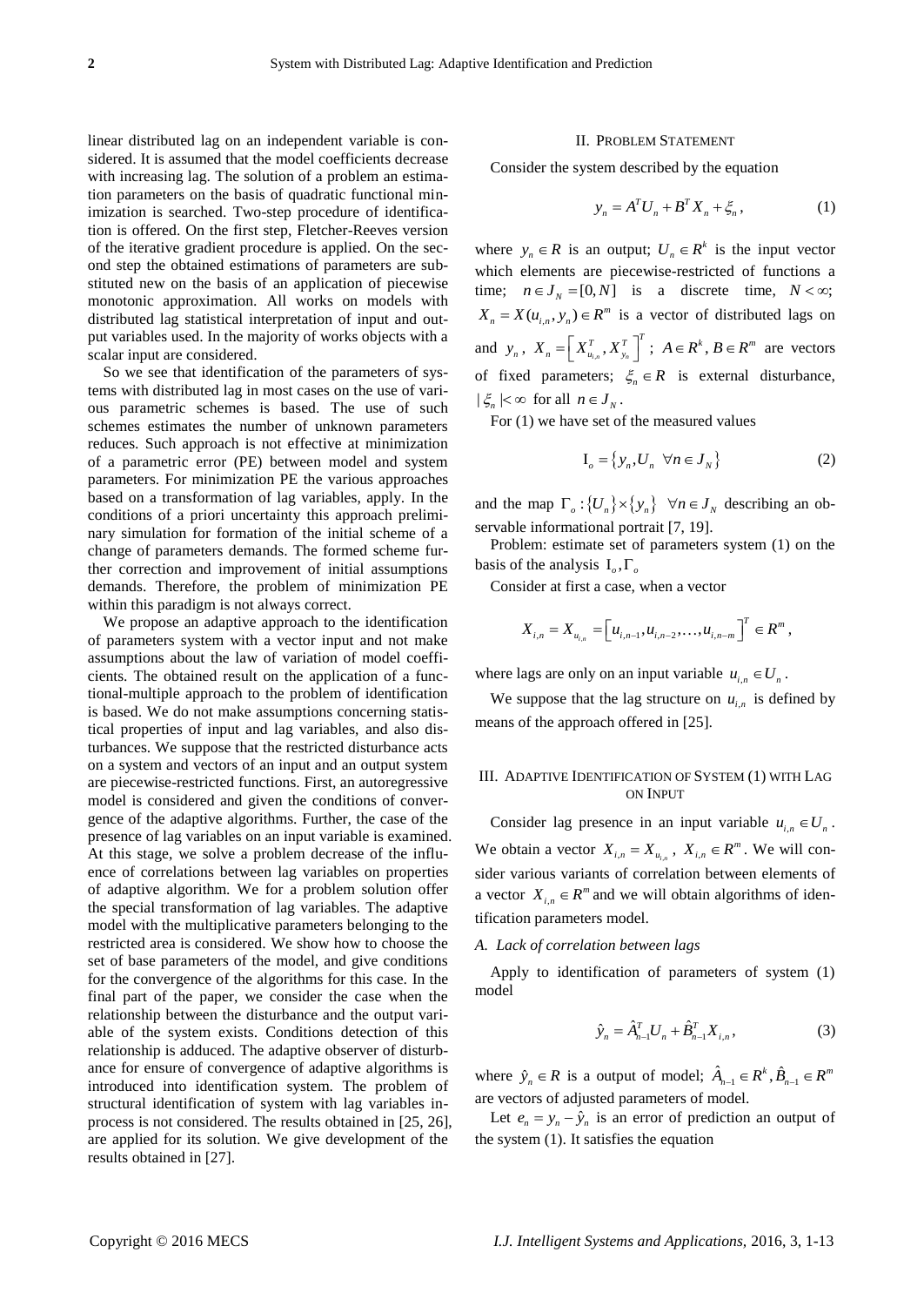linear distributed lag on an independent variable is considered. It is assumed that the model coefficients decrease with increasing lag. The solution of a problem an estimation parameters on the basis of quadratic functional minimization is searched. Two-step procedure of identification is offered. On the first step, Fletcher-Reeves version of the iterative gradient procedure is applied. On the second step the obtained estimations of parameters are substituted new on the basis of an application of piecewise monotonic approximation. All works on models with distributed lag statistical interpretation of input and output variables used. In the majority of works objects with a scalar input are considered.

So we see that identification of the parameters of systems with distributed lag in most cases on the use of various parametric schemes is based. The use of such schemes estimates the number of unknown parameters reduces. Such approach is not effective at minimization of a parametric error (PE) between model and system parameters. For minimization PE the various approaches based on a transformation of lag variables, apply. In the conditions of a priori uncertainty this approach preliminary simulation for formation of the initial scheme of a change of parameters demands. The formed scheme further correction and improvement of initial assumptions demands. Therefore, the problem of minimization PE within this paradigm is not always correct.

We propose an adaptive approach to the identification of parameters system with a vector input and not make assumptions about the law of variation of model coefficients. The obtained result on the application of a functional-multiple approach to the problem of identification is based. We do not make assumptions concerning statistical properties of input and lag variables, and also disturbances. We suppose that the restricted disturbance acts on a system and vectors of an input and an output system are piecewise-restricted functions. First, an autoregressive model is considered and given the conditions of convergence of the adaptive algorithms. Further, the case of the presence of lag variables on an input variable is examined. At this stage, we solve a problem decrease of the influence of correlations between lag variables on properties of adaptive algorithm. We for a problem solution offer the special transformation of lag variables. The adaptive model with the multiplicative parameters belonging to the restricted area is considered. We show how to choose the set of base parameters of the model, and give conditions for the convergence of the algorithms for this case. In the final part of the paper, we consider the case when the relationship between the disturbance and the output variable of the system exists. Conditions detection of this relationship is adduced. The adaptive observer of disturbance for ensure of convergence of adaptive algorithms is introduced into identification system. The problem of structural identification of system with lag variables in-process is not considered. The results obtained in [25, 26], are applied for its solution. We give development of the results obtained in [27].

## II. Problem Statement

Consider the system described by the equation

$$y_n = A^T U_n + B^T X_n + \xi_n, \tag{1}$$

where $y_n \in R$ is an output; $U_n \in R^k$ is the input vector which elements are piecewise-restricted of functions a time; $n \in J_N = [0, N]$ is a discrete time, $N < \infty$; $X_n = X(u_{i,n}, y_n) \in R^m$ is a vector of distributed lags on and $y_n$, $X_n = \left[ X_{u_{i,n}}^T, X_{y_n}^T \right]^T$; $A \in R^k, B \in R^m$ are vectors of fixed parameters; $\xi_n \in R$ is external disturbance, $|\xi_n| < \infty$ for all $n \in J_N$.

For (1) we have set of the measured values

$$\mathrm{I}_o = \left\{ y_n, U_n \ \ \forall n \in J_N \right\} \tag{2}$$

and the map $\Gamma_o : \{U_n\} \times \{y_n\} \ \ \forall n \in J_N$ describing an observable informational portrait [7, 19].

Problem: estimate set of parameters system (1) on the basis of the analysis $\mathrm{I}_o, \Gamma_o$

Consider at first a case, when a vector

$$X_{i,n} = X_{u_{i,n}} = \left[ u_{i,n-1}, u_{i,n-2}, \ldots, u_{i,n-m} \right]^T \in R^m,$$

where lags are only on an input variable $u_{i,n} \in U_n$.

We suppose that the lag structure on $u_{i,n}$ is defined by means of the approach offered in [25].

## III. Adaptive Identification of System (1) with Lag on Input

Consider lag presence in an input variable $u_{i,n} \in U_n$. We obtain a vector $X_{i,n} = X_{u_{i,n}}$, $X_{i,n} \in R^m$. We will consider various variants of correlation between elements of a vector $X_{i,n} \in R^m$ and we will obtain algorithms of identification parameters model.

### *A. Lack of correlation between lags*

Apply to identification of parameters of system (1) model

$$\hat{y}_n = \hat{A}_{n-1}^T U_n + \hat{B}_{n-1}^T X_{i,n}, \tag{3}$$

where $\hat{y}_n \in R$ is a output of model; $\hat{A}_{n-1} \in R^k, \hat{B}_{n-1} \in R^m$ are vectors of adjusted parameters of model.

Let $e_n = y_n - \hat{y}_n$ is an error of prediction an output of the system (1). It satisfies the equation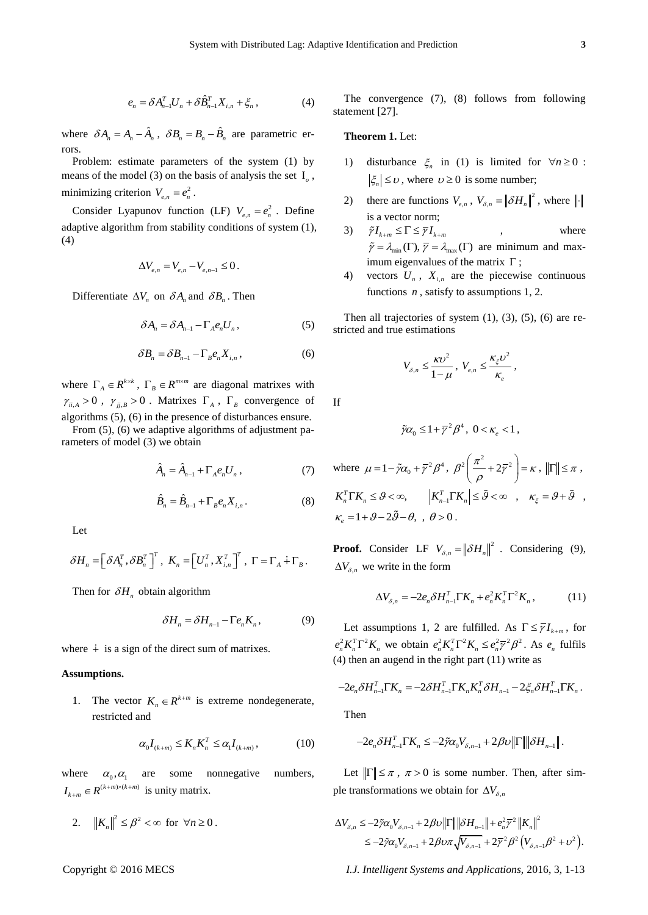$$e_n = \delta A_{n-1}^T U_n + \delta \hat{B}_{n-1}^T X_{i,n} + \xi_n , \qquad (4)$$

where $\delta A_n = A_n - \hat{A}_n$, $\delta B_n = B_n - \hat{B}_n$ are parametric errors.

Problem: estimate parameters of the system (1) by means of the model (3) on the basis of analysis the set $\mathrm{I}_o$, minimizing criterion $V_{e,n} = e_n^2$.

Consider Lyapunov function (LF) $V_{e,n} = e_n^2$. Define adaptive algorithm from stability conditions of system (1), (4)

$$\Delta V_{e,n} = V_{e,n} - V_{e,n-1} \le 0 .$$

Differentiate $\Delta V_n$ on $\delta A_n$ and $\delta B_n$. Then

$$\delta A_n = \delta A_{n-1} - \Gamma_A e_n U_n , \qquad (5)$$

$$\delta B_n = \delta B_{n-1} - \Gamma_B e_n X_{i,n} , \qquad (6)$$

where $\Gamma_A \in R^{k \times k}$, $\Gamma_B \in R^{m \times m}$ are diagonal matrixes with $\gamma_{ii,A} > 0$, $\gamma_{jj,B} > 0$. Matrixes $\Gamma_A$, $\Gamma_B$ convergence of algorithms (5), (6) in the presence of disturbances ensure.

From (5), (6) we adaptive algorithms of adjustment parameters of model (3) we obtain

$$\hat{A}_n = \hat{A}_{n-1} + \Gamma_A e_n U_n , \qquad (7)$$

$$\hat{B}_n = \hat{B}_{n-1} + \Gamma_B e_n X_{i,n} . \qquad (8)$$

Let

$$\delta H_n = \left[ \delta A_n^T , \delta B_n^T \right]^T , \; K_n = \left[ U_n^T , X_{i,n}^T \right]^T , \; \Gamma = \Gamma_A \dotplus \Gamma_B .$$

Then for $\delta H_n$ obtain algorithm

$$\delta H_n = \delta H_{n-1} - \Gamma e_n K_n , \qquad (9)$$

where $\dotplus$ is a sign of the direct sum of matrixes.

**Assumptions.**

1. The vector $K_n \in R^{k+m}$ is extreme nondegenerate, restricted and

$$\alpha_0 I_{(k+m)} \le K_n K_n^T \le \alpha_1 I_{(k+m)} , \qquad (10)$$

where $\alpha_0 , \alpha_1$ are some nonnegative numbers, $I_{k+m} \in R^{(k+m)\times(k+m)}$ is unity matrix.

2. $\| K_n \|^2 \le \beta^2 < \infty$ for $\forall n \ge 0$.

The convergence (7), (8) follows from following statement [27].

**Theorem 1.** Let:

1) disturbance $\xi_n$ in (1) is limited for $\forall n \ge 0$ : $|\xi_n| \le \upsilon$, where $\upsilon \ge 0$ is some number;
2) there are functions $V_{e,n}$, $V_{\delta,n} = \| \delta H_n \|^2$, where $\| \cdot \|$ is a vector norm;
3) $\tilde{\gamma} I_{k+m} \le \Gamma \le \overline{\gamma} I_{k+m}$, where $\tilde{\gamma} = \lambda_{\min}(\Gamma), \overline{\gamma} = \lambda_{\max}(\Gamma)$ are minimum and maximum eigenvalues of the matrix $\Gamma$;
4) vectors $U_n$, $X_{i,n}$ are the piecewise continuous functions $n$, satisfy to assumptions 1, 2.

Then all trajectories of system (1), (3), (5), (6) are restricted and true estimations

$$V_{\delta,n} \le \frac{\kappa \upsilon^2}{1-\mu} , \; V_{e,n} \le \frac{\kappa_\xi \upsilon^2}{\kappa_e} ,$$

If

$$\tilde{\gamma} \alpha_0 \le 1 + \overline{\gamma}^2 \beta^4 , \; 0 < \kappa_e < 1 ,$$

where $\mu = 1 - \tilde{\gamma}\alpha_0 + \overline{\gamma}^2 \beta^4$, $\beta^2 \left( \dfrac{\pi^2}{\rho} + 2\overline{\gamma}^2 \right) = \kappa$, $\| \Gamma \| \le \pi$, $K_n^T \Gamma K_n \le \vartheta < \infty$, $\left| K_{n-1}^T \Gamma K_n \right| \le \tilde{\vartheta} < \infty$, $\kappa_\xi = \vartheta + \tilde{\vartheta}$, $\kappa_e = 1 + \vartheta - 2\tilde{\vartheta} - \theta$, , $\theta > 0$.

**Proof.** Consider LF $V_{\delta,n} = \| \delta H_n \|^2$. Considering (9), $\Delta V_{\delta,n}$ we write in the form

$$\Delta V_{\delta,n} = -2 e_n \delta H_{n-1}^T \Gamma K_n + e_n^2 K_n^T \Gamma^2 K_n , \qquad (11)$$

Let assumptions 1, 2 are fulfilled. As $\Gamma \le \overline{\gamma} I_{k+m}$, for $e_n^2 K_n^T \Gamma^2 K_n$ we obtain $e_n^2 K_n^T \Gamma^2 K_n \le e_n^2 \overline{\gamma}^2 \beta^2$. As $e_n$ fulfils (4) then an augend in the right part (11) write as

$$-2 e_n \delta H_{n-1}^T \Gamma K_n = -2 \delta H_{n-1}^T \Gamma K_n K_n^T \delta H_{n-1} - 2 \xi_n \delta H_{n-1}^T \Gamma K_n .$$

Then

$$-2 e_n \delta H_{n-1}^T \Gamma K_n \le -2 \tilde{\gamma} \alpha_0 V_{\delta,n-1} + 2 \beta \upsilon \| \Gamma \| \| \delta H_{n-1} \| .$$

Let $\| \Gamma \| \le \pi$, $\pi > 0$ is some number. Then, after simple transformations we obtain for $\Delta V_{\delta,n}$

$$\begin{aligned} \Delta V_{\delta,n} &\le -2 \tilde{\gamma} \alpha_0 V_{\delta,n-1} + 2 \beta \upsilon \| \Gamma \| \| \delta H_{n-1} \| + e_n^2 \overline{\gamma}^2 \| K_n \|^2 \\ &\le -2 \tilde{\gamma} \alpha_0 V_{\delta,n-1} + 2 \beta \upsilon \pi \sqrt{V_{\delta,n-1}} + 2 \overline{\gamma}^2 \beta^2 \left( V_{\delta,n-1} \beta^2 + \upsilon^2 \right). \end{aligned}$$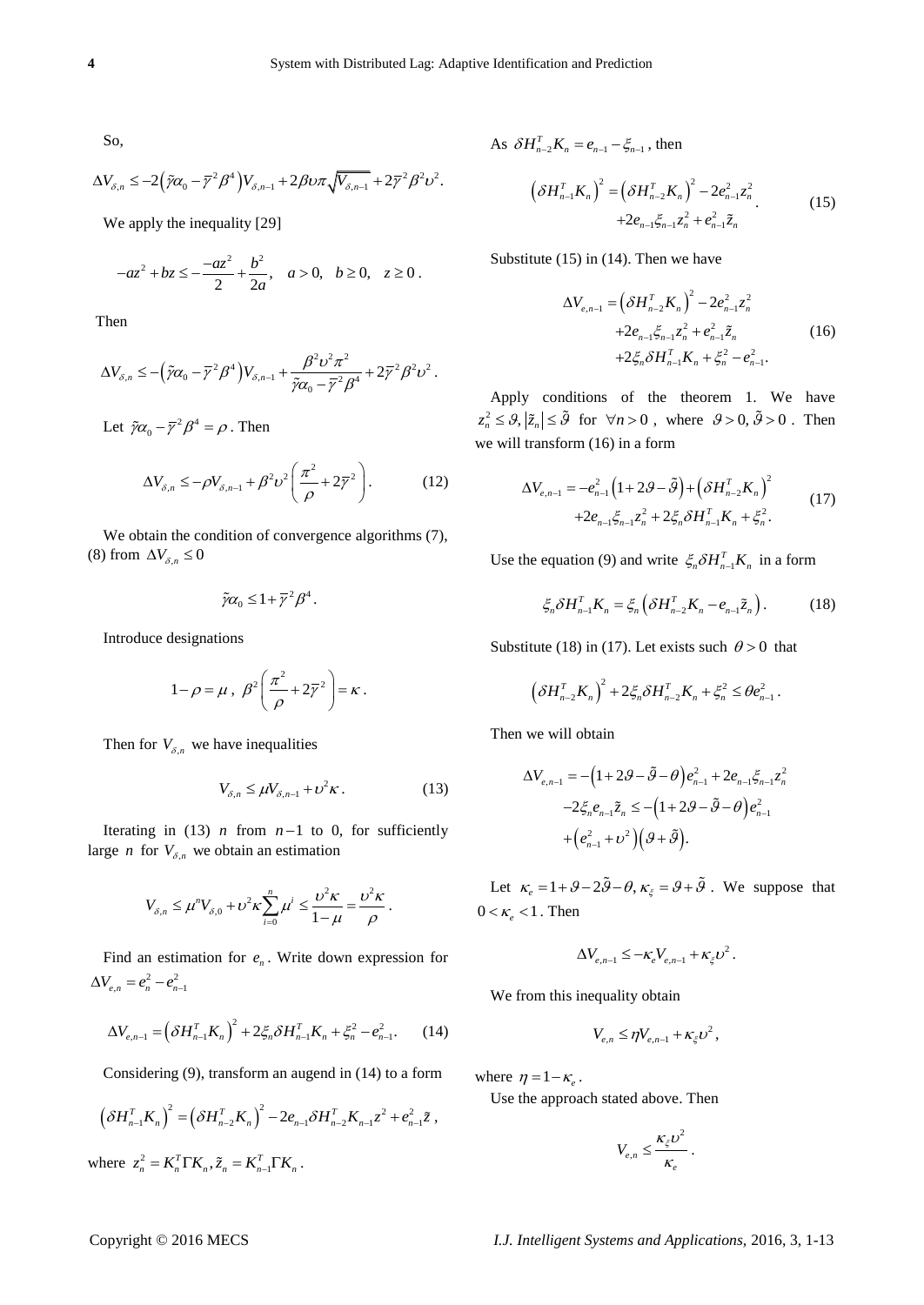So,

$$\Delta V_{\delta,n} \leq -2\left(\tilde{\gamma}\alpha_0 - \overline{\gamma}^2\beta^4\right)V_{\delta,n-1} + 2\beta\upsilon\pi\sqrt{V_{\delta,n-1}} + 2\overline{\gamma}^2\beta^2\upsilon^2.$$

We apply the inequality [29]

$$-az^2 + bz \leq -\frac{-az^2}{2} + \frac{b^2}{2a}, \quad a > 0, \quad b \geq 0, \quad z \geq 0 .$$

Then

$$\Delta V_{\delta,n} \leq -\left(\tilde{\gamma}\alpha_0 - \overline{\gamma}^2\beta^4\right)V_{\delta,n-1} + \frac{\beta^2\upsilon^2\pi^2}{\tilde{\gamma}\alpha_0 - \overline{\gamma}^2\beta^4} + 2\overline{\gamma}^2\beta^2\upsilon^2 .$$

Let $\tilde{\gamma}\alpha_0 - \overline{\gamma}^2\beta^4 = \rho$. Then

$$\Delta V_{\delta,n} \leq -\rho V_{\delta,n-1} + \beta^2\upsilon^2\left(\frac{\pi^2}{\rho} + 2\overline{\gamma}^2\right). \tag{12}$$

We obtain the condition of convergence algorithms (7), (8) from $\Delta V_{\delta,n} \leq 0$

$$\tilde{\gamma}\alpha_0 \leq 1 + \overline{\gamma}^2\beta^4 .$$

Introduce designations

$$1 - \rho = \mu \,, \ \beta^2\left(\frac{\pi^2}{\rho} + 2\overline{\gamma}^2\right) = \kappa .$$

Then for $V_{\delta,n}$ we have inequalities

$$V_{\delta,n} \leq \mu V_{\delta,n-1} + \upsilon^2\kappa . \tag{13}$$

Iterating in (13) $n$ from $n-1$ to 0, for sufficiently large $n$ for $V_{\delta,n}$ we obtain an estimation

$$V_{\delta,n} \leq \mu^n V_{\delta,0} + \upsilon^2\kappa\sum_{i=0}^{n}\mu^i \leq \frac{\upsilon^2\kappa}{1-\mu} = \frac{\upsilon^2\kappa}{\rho} .$$

Find an estimation for $e_n$. Write down expression for $\Delta V_{e,n} = e_n^2 - e_{n-1}^2$

$$\Delta V_{e,n-1} = \left(\delta H_{n-1}^T K_n\right)^2 + 2\xi_n\delta H_{n-1}^T K_n + \xi_n^2 - e_{n-1}^2. \tag{14}$$

Considering (9), transform an augend in (14) to a form

$$\left(\delta H_{n-1}^T K_n\right)^2 = \left(\delta H_{n-2}^T K_n\right)^2 - 2e_{n-1}\delta H_{n-2}^T K_{n-1}z^2 + e_{n-1}^2\tilde{z} ,$$

where $z_n^2 = K_n^T\Gamma K_n, \tilde{z}_n = K_{n-1}^T\Gamma K_n$.

As $\delta H_{n-2}^T K_n = e_{n-1} - \xi_{n-1}$, then

$$\begin{aligned}\left(\delta H_{n-1}^T K_n\right)^2 = \left(\delta H_{n-2}^T K_n\right)^2 - 2e_{n-1}^2 z_n^2 \\ +2e_{n-1}\xi_{n-1}z_n^2 + e_{n-1}^2\tilde{z}_n\end{aligned}. \tag{15}$$

Substitute (15) in (14). Then we have

$$\begin{aligned}\Delta V_{e,n-1} = \left(\delta H_{n-2}^T K_n\right)^2 - 2e_{n-1}^2 z_n^2 \\ +2e_{n-1}\xi_{n-1}z_n^2 + e_{n-1}^2\tilde{z}_n \\ +2\xi_n\delta H_{n-1}^T K_n + \xi_n^2 - e_{n-1}^2.\end{aligned} \tag{16}$$

Apply conditions of the theorem 1. We have $z_n^2 \leq \vartheta, \left|\tilde{z}_n\right| \leq \tilde{\vartheta}$ for $\forall n > 0$, where $\vartheta > 0, \tilde{\vartheta} > 0$. Then we will transform (16) in a form

$$\begin{aligned}\Delta V_{e,n-1} = -e_{n-1}^2\left(1 + 2\vartheta - \tilde{\vartheta}\right) + \left(\delta H_{n-2}^T K_n\right)^2 \\ +2e_{n-1}\xi_{n-1}z_n^2 + 2\xi_n\delta H_{n-1}^T K_n + \xi_n^2.\end{aligned} \tag{17}$$

Use the equation (9) and write $\xi_n\delta H_{n-1}^T K_n$ in a form

$$\xi_n\delta H_{n-1}^T K_n = \xi_n\left(\delta H_{n-2}^T K_n - e_{n-1}\tilde{z}_n\right). \tag{18}$$

Substitute (18) in (17). Let exists such $\theta > 0$ that

$$\left(\delta H_{n-2}^T K_n\right)^2 + 2\xi_n\delta H_{n-2}^T K_n + \xi_n^2 \leq \theta e_{n-1}^2 .$$

Then we will obtain

$$\begin{aligned}\Delta V_{e,n-1} = -\left(1 + 2\vartheta - \tilde{\vartheta} - \theta\right)e_{n-1}^2 + 2e_{n-1}\xi_{n-1}z_n^2 \\ -2\xi_n e_{n-1}\tilde{z}_n \leq -\left(1 + 2\vartheta - \tilde{\vartheta} - \theta\right)e_{n-1}^2 \\ +\left(e_{n-1}^2 + \upsilon^2\right)\left(\vartheta + \tilde{\vartheta}\right).\end{aligned}$$

Let $\kappa_e = 1 + \vartheta - 2\tilde{\vartheta} - \theta, \kappa_\xi = \vartheta + \tilde{\vartheta}$. We suppose that $0 < \kappa_e < 1$. Then

$$\Delta V_{e,n-1} \leq -\kappa_e V_{e,n-1} + \kappa_\xi\upsilon^2 .$$

We from this inequality obtain

$$V_{e,n} \leq \eta V_{e,n-1} + \kappa_\xi\upsilon^2 ,$$

where $\eta = 1 - \kappa_e$.

Use the approach stated above. Then

$$V_{e,n} \leq \frac{\kappa_\xi\upsilon^2}{\kappa_e} .$$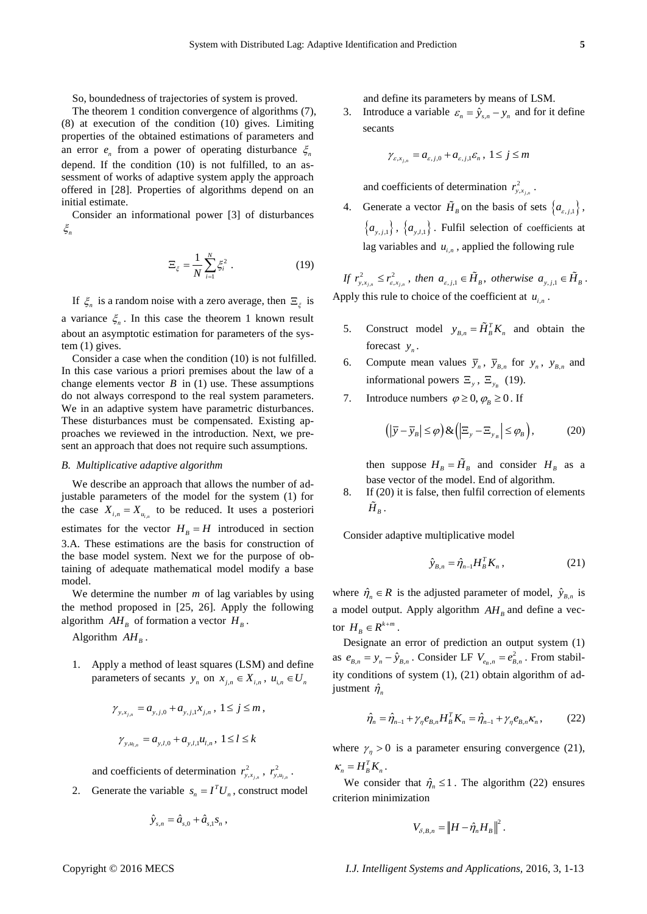So, boundedness of trajectories of system is proved.

The theorem 1 condition convergence of algorithms (7), (8) at execution of the condition (10) gives. Limiting properties of the obtained estimations of parameters and an error $e_n$ from a power of operating disturbance $\xi_n$ depend. If the condition (10) is not fulfilled, to an assessment of works of adaptive system apply the approach offered in [28]. Properties of algorithms depend on an initial estimate.

Consider an informational power [3] of disturbances $\xi_n$

$$\Xi_{\xi} = \frac{1}{N}\sum_{i=1}^{N}\xi_i^2 \, . \tag{19}$$

If $\xi_n$ is a random noise with a zero average, then $\Xi_{\xi}$ is a variance $\xi_n$. In this case the theorem 1 known result about an asymptotic estimation for parameters of the system (1) gives.

Consider a case when the condition (10) is not fulfilled. In this case various a priori premises about the law of a change elements vector $B$ in (1) use. These assumptions do not always correspond to the real system parameters. We in an adaptive system have parametric disturbances. These disturbances must be compensated. Existing approaches we reviewed in the introduction. Next, we present an approach that does not require such assumptions.

### *B. Multiplicative adaptive algorithm*

We describe an approach that allows the number of adjustable parameters of the model for the system (1) for the case $X_{i,n} = X_{u_{i,n}}$ to be reduced. It uses a posteriori estimates for the vector $H_B = H$ introduced in section 3.A. These estimations are the basis for construction of the base model system. Next we for the purpose of obtaining of adequate mathematical model modify a base model.

We determine the number $m$ of lag variables by using the method proposed in [25, 26]. Apply the following algorithm $AH_B$ of formation a vector $H_B$.

Algorithm $AH_B$.

1. Apply a method of least squares (LSM) and define parameters of secants $y_n$ on $x_{j,n} \in X_{i,n}$, $u_{i,n} \in U_n$

   $$\gamma_{y,x_{j,n}} = a_{y,j,0} + a_{y,j,1}x_{j,n}\, ,\ 1 \le j \le m\, ,$$

   $$\gamma_{y,u_{l,n}} = a_{y,l,0} + a_{y,l,1}u_{l,n}\, ,\ 1 \le l \le k$$

   and coefficients of determination $r^2_{y,x_{j,n}}$, $r^2_{y,u_{l,n}}$.

2. Generate the variable $s_n = I^T U_n$, construct model

   $$\hat{y}_{s,n} = \hat{a}_{s,0} + \hat{a}_{s,1}s_n\, ,$$

   and define its parameters by means of LSM.

3. Introduce a variable $\varepsilon_n = \hat{y}_{s,n} - y_n$ and for it define secants

   $$\gamma_{\varepsilon,x_{j,n}} = a_{\varepsilon,j,0} + a_{\varepsilon,j,1}\varepsilon_n\, ,\ 1 \le j \le m$$

   and coefficients of determination $r^2_{y,x_{j,n}}$.

4. Generate a vector $\tilde{H}_B$ on the basis of sets $\{a_{\varepsilon,j,1}\}$, $\{a_{y,j,1}\}$, $\{a_{y,l,1}\}$. Fulfil selection of coefficients at lag variables and $u_{i,n}$, applied the following rule

*If* $r^2_{y,x_{j,n}} \le r^2_{\varepsilon,x_{j,n}}$, *then* $a_{\varepsilon,j,1} \in \tilde{H}_B$, *otherwise* $a_{y,j,1} \in \tilde{H}_B$. Apply this rule to choice of the coefficient at $u_{i,n}$.

5. Construct model $y_{B,n} = \tilde{H}_B^T K_n$ and obtain the forecast $y_n$.
6. Compute mean values $\bar{y}_n$, $\bar{y}_{B,n}$ for $y_n$, $y_{B,n}$ and informational powers $\Xi_y$, $\Xi_{y_B}$ (19).
7. Introduce numbers $\varphi \ge 0, \varphi_B \ge 0$. If

   $$\left(\left|\bar{y} - \bar{y}_B\right| \le \varphi\right) \& \left(\left|\Xi_y - \Xi_{y_B}\right| \le \varphi_B\right), \tag{20}$$

   then suppose $H_B = \tilde{H}_B$ and consider $H_B$ as a base vector of the model. End of algorithm.

8. If (20) it is false, then fulfil correction of elements $\tilde{H}_B$.

Consider adaptive multiplicative model

$$\hat{y}_{B,n} = \hat{\eta}_{n-1} H_B^T K_n\, , \tag{21}$$

where $\hat{\eta}_n \in R$ is the adjusted parameter of model, $\hat{y}_{B,n}$ is a model output. Apply algorithm $AH_B$ and define a vector $H_B \in R^{k+m}$.

Designate an error of prediction an output system (1) as $e_{B,n} = y_n - \hat{y}_{B,n}$. Consider LF $V_{e_B,n} = e^2_{B,n}$. From stability conditions of system (1), (21) obtain algorithm of adjustment $\hat{\eta}_n$

$$\hat{\eta}_n = \hat{\eta}_{n-1} + \gamma_{\eta} e_{B,n} H_B^T K_n = \hat{\eta}_{n-1} + \gamma_{\eta} e_{B,n} \kappa_n\, , \tag{22}$$

where $\gamma_{\eta} > 0$ is a parameter ensuring convergence (21), $\kappa_n = H_B^T K_n$.

We consider that $\hat{\eta}_n \le 1$. The algorithm (22) ensures criterion minimization

$$V_{\delta,B,n} = \left\| H - \hat{\eta}_n H_B \right\|^2 .$$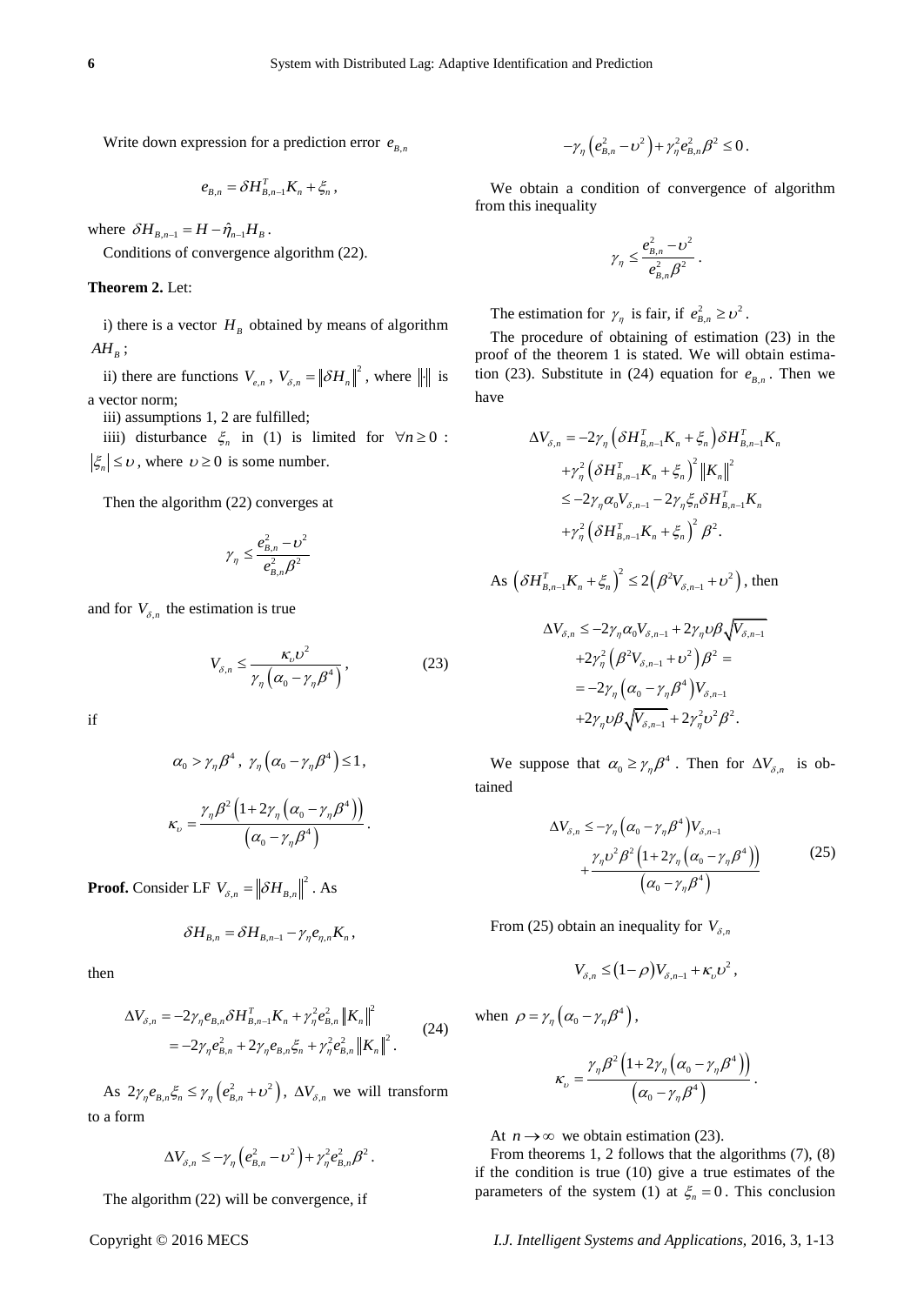Write down expression for a prediction error $e_{B,n}$

$$e_{B,n} = \delta H_{B,n-1}^T K_n + \xi_n,$$

where $\delta H_{B,n-1} = H - \hat{\eta}_{n-1} H_B$.

Conditions of convergence algorithm (22).

**Theorem 2.** Let:

i) there is a vector $H_B$ obtained by means of algorithm $AH_B$;

ii) there are functions $V_{e,n}$, $V_{\delta,n} = \|\delta H_n\|^2$, where $\|\cdot\|$ is a vector norm;

iii) assumptions 1, 2 are fulfilled;

iiii) disturbance $\xi_n$ in (1) is limited for $\forall n \geq 0$ : $|\xi_n| \leq \upsilon$, where $\upsilon \geq 0$ is some number.

Then the algorithm (22) converges at

$$\gamma_\eta \leq \frac{e_{B,n}^2 - \upsilon^2}{e_{B,n}^2 \beta^2}$$

and for $V_{\delta,n}$ the estimation is true

$$V_{\delta,n} \leq \frac{\kappa_\upsilon \upsilon^2}{\gamma_\eta \left(\alpha_0 - \gamma_\eta \beta^4\right)}, \tag{23}$$

if

$$\alpha_0 > \gamma_\eta \beta^4, \ \gamma_\eta \left(\alpha_0 - \gamma_\eta \beta^4\right) \leq 1,$$

$$\kappa_\upsilon = \frac{\gamma_\eta \beta^2 \left(1 + 2\gamma_\eta \left(\alpha_0 - \gamma_\eta \beta^4\right)\right)}{\left(\alpha_0 - \gamma_\eta \beta^4\right)}.$$

**Proof.** Consider LF $V_{\delta,n} = \|\delta H_{B,n}\|^2$. As

$$\delta H_{B,n} = \delta H_{B,n-1} - \gamma_\eta e_{\eta,n} K_n,$$

then

$$\begin{aligned} \Delta V_{\delta,n} &= -2\gamma_\eta e_{B,n} \delta H_{B,n-1}^T K_n + \gamma_\eta^2 e_{B,n}^2 \|K_n\|^2 \\ &= -2\gamma_\eta e_{B,n}^2 + 2\gamma_\eta e_{B,n} \xi_n + \gamma_\eta^2 e_{B,n}^2 \|K_n\|^2. \end{aligned} \tag{24}$$

As $2\gamma_\eta e_{B,n} \xi_n \leq \gamma_\eta \left(e_{B,n}^2 + \upsilon^2\right)$, $\Delta V_{\delta,n}$ we will transform to a form

$$\Delta V_{\delta,n} \leq -\gamma_\eta \left(e_{B,n}^2 - \upsilon^2\right) + \gamma_\eta^2 e_{B,n}^2 \beta^2.$$

The algorithm (22) will be convergence, if

$$-\gamma_\eta \left(e_{B,n}^2 - \upsilon^2\right) + \gamma_\eta^2 e_{B,n}^2 \beta^2 \leq 0.$$

We obtain a condition of convergence of algorithm from this inequality

$$\gamma_\eta \leq \frac{e_{B,n}^2 - \upsilon^2}{e_{B,n}^2 \beta^2}.$$

The estimation for $\gamma_\eta$ is fair, if $e_{B,n}^2 \geq \upsilon^2$.

The procedure of obtaining of estimation (23) in the proof of the theorem 1 is stated. We will obtain estimation (23). Substitute in (24) equation for $e_{B,n}$. Then we have

$$\begin{aligned} \Delta V_{\delta,n} &= -2\gamma_\eta \left(\delta H_{B,n-1}^T K_n + \xi_n\right) \delta H_{B,n-1}^T K_n \\ &\quad + \gamma_\eta^2 \left(\delta H_{B,n-1}^T K_n + \xi_n\right)^2 \|K_n\|^2 \\ &\leq -2\gamma_\eta \alpha_0 V_{\delta,n-1} - 2\gamma_\eta \xi_n \delta H_{B,n-1}^T K_n \\ &\quad + \gamma_\eta^2 \left(\delta H_{B,n-1}^T K_n + \xi_n\right)^2 \beta^2. \end{aligned}$$

As $\left(\delta H_{B,n-1}^T K_n + \xi_n\right)^2 \leq 2\left(\beta^2 V_{\delta,n-1} + \upsilon^2\right)$, then

$$\begin{aligned} \Delta V_{\delta,n} &\leq -2\gamma_\eta \alpha_0 V_{\delta,n-1} + 2\gamma_\eta \upsilon \beta \sqrt{V_{\delta,n-1}} \\ &\quad + 2\gamma_\eta^2 \left(\beta^2 V_{\delta,n-1} + \upsilon^2\right) \beta^2 = \\ &= -2\gamma_\eta \left(\alpha_0 - \gamma_\eta \beta^4\right) V_{\delta,n-1} \\ &\quad + 2\gamma_\eta \upsilon \beta \sqrt{V_{\delta,n-1}} + 2\gamma_\eta^2 \upsilon^2 \beta^2. \end{aligned}$$

We suppose that $\alpha_0 \geq \gamma_\eta \beta^4$. Then for $\Delta V_{\delta,n}$ is obtained

$$\begin{aligned} \Delta V_{\delta,n} &\leq -\gamma_\eta \left(\alpha_0 - \gamma_\eta \beta^4\right) V_{\delta,n-1} \\ &\quad + \frac{\gamma_\eta \upsilon^2 \beta^2 \left(1 + 2\gamma_\eta \left(\alpha_0 - \gamma_\eta \beta^4\right)\right)}{\left(\alpha_0 - \gamma_\eta \beta^4\right)} \end{aligned} \tag{25}$$

From (25) obtain an inequality for $V_{\delta,n}$

$$V_{\delta,n} \leq (1 - \rho) V_{\delta,n-1} + \kappa_\upsilon \upsilon^2,$$

when $\rho = \gamma_\eta \left(\alpha_0 - \gamma_\eta \beta^4\right)$,

$$\kappa_\upsilon = \frac{\gamma_\eta \beta^2 \left(1 + 2\gamma_\eta \left(\alpha_0 - \gamma_\eta \beta^4\right)\right)}{\left(\alpha_0 - \gamma_\eta \beta^4\right)}.$$

At $n \to \infty$ we obtain estimation (23).

From theorems 1, 2 follows that the algorithms (7), (8) if the condition is true (10) give a true estimates of the parameters of the system (1) at $\xi_n = 0$. This conclusion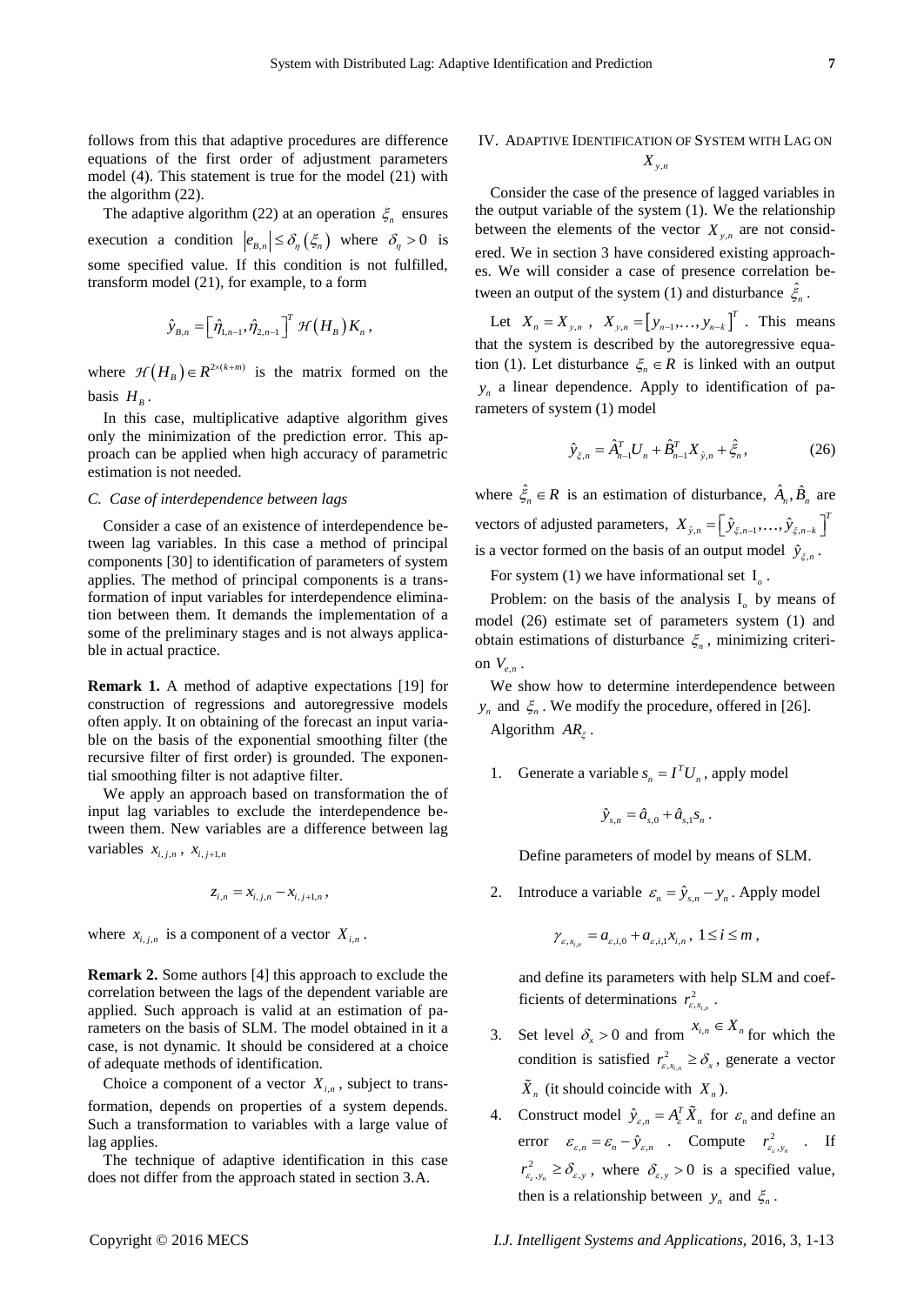follows from this that adaptive procedures are difference equations of the first order of adjustment parameters model (4). This statement is true for the model (21) with the algorithm (22).

The adaptive algorithm (22) at an operation $\xi_n$ ensures execution a condition $|e_{B,n}| \le \delta_\eta(\xi_n)$ where $\delta_\eta > 0$ is some specified value. If this condition is not fulfilled, transform model (21), for example, to a form

$$\hat{y}_{B,n} = \left[\hat{\eta}_{1,n-1}, \hat{\eta}_{2,n-1}\right]^T \mathcal{H}(H_B) K_n ,$$

where $\mathcal{H}(H_B) \in R^{2\times(k+m)}$ is the matrix formed on the basis $H_B$.

In this case, multiplicative adaptive algorithm gives only the minimization of the prediction error. This approach can be applied when high accuracy of parametric estimation is not needed.

### C. Case of interdependence between lags

Consider a case of an existence of interdependence between lag variables. In this case a method of principal components [30] to identification of parameters of system applies. The method of principal components is a transformation of input variables for interdependence elimination between them. It demands the implementation of a some of the preliminary stages and is not always applicable in actual practice.

**Remark 1.** A method of adaptive expectations [19] for construction of regressions and autoregressive models often apply. It on obtaining of the forecast an input variable on the basis of the exponential smoothing filter (the recursive filter of first order) is grounded. The exponential smoothing filter is not adaptive filter.

We apply an approach based on transformation the of input lag variables to exclude the interdependence between them. New variables are a difference between lag variables $x_{i,j,n}$, $x_{i,j+1,n}$

$$z_{i,n} = x_{i,j,n} - x_{i,j+1,n} ,$$

where $x_{i,j,n}$ is a component of a vector $X_{i,n}$.

**Remark 2.** Some authors [4] this approach to exclude the correlation between the lags of the dependent variable are applied. Such approach is valid at an estimation of parameters on the basis of SLM. The model obtained in it a case, is not dynamic. It should be considered at a choice of adequate methods of identification.

Choice a component of a vector $X_{i,n}$, subject to transformation, depends on properties of a system depends. Such a transformation to variables with a large value of lag applies.

The technique of adaptive identification in this case does not differ from the approach stated in section 3.A.

## IV. Adaptive Identification of System with Lag on $X_{y,n}$

Consider the case of the presence of lagged variables in the output variable of the system (1). We the relationship between the elements of the vector $X_{y,n}$ are not considered. We in section 3 have considered existing approaches. We will consider a case of presence correlation between an output of the system (1) and disturbance $\hat{\xi}_n$.

Let $X_n = X_{y,n}$, $X_{y,n} = \left[y_{n-1}, \ldots, y_{n-k}\right]^T$. This means that the system is described by the autoregressive equation (1). Let disturbance $\xi_n \in R$ is linked with an output $y_n$ a linear dependence. Apply to identification of parameters of system (1) model

$$\hat{y}_{\xi,n} = \hat{A}_{n-1}^T U_n + \hat{B}_{n-1}^T X_{\hat{y},n} + \hat{\xi}_n , \tag{26}$$

where $\hat{\xi}_n \in R$ is an estimation of disturbance, $\hat{A}_n, \hat{B}_n$ are vectors of adjusted parameters, $X_{\hat{y},n} = \left[\hat{y}_{\xi,n-1}, \ldots, \hat{y}_{\xi,n-k}\right]^T$ is a vector formed on the basis of an output model $\hat{y}_{\xi,n}$.

For system (1) we have informational set $\mathrm{I}_o$.

Problem: on the basis of the analysis $\mathrm{I}_o$ by means of model (26) estimate set of parameters system (1) and obtain estimations of disturbance $\xi_n$, minimizing criterion $V_{e,n}$.

We show how to determine interdependence between $y_n$ and $\xi_n$. We modify the procedure, offered in [26].

Algorithm $AR_\xi$.

1. Generate a variable $s_n = I^T U_n$, apply model

   $$\hat{y}_{s,n} = \hat{a}_{s,0} + \hat{a}_{s,1} s_n .$$

   Define parameters of model by means of SLM.

2. Introduce a variable $\varepsilon_n = \hat{y}_{s,n} - y_n$. Apply model

   $$\gamma_{\varepsilon,x_{i,n}} = a_{\varepsilon,i,0} + a_{\varepsilon,i,1} x_{i,n} ,\ 1 \le i \le m ,$$

   and define its parameters with help SLM and coefficients of determinations $r^2_{\varepsilon,x_{i,n}}$.

3. Set level $\delta_x > 0$ and from $x_{i,n} \in X_n$ for which the condition is satisfied $r^2_{\varepsilon,x_{i,n}} \ge \delta_x$, generate a vector $\tilde{X}_n$ (it should coincide with $X_n$).

4. Construct model $\hat{y}_{\varepsilon,n} = A_\varepsilon^T \tilde{X}_n$ for $\varepsilon_n$ and define an error $\varepsilon_{\varepsilon,n} = \varepsilon_n - \hat{y}_{\varepsilon,n}$. Compute $r^2_{\varepsilon_\varepsilon,y_n}$. If $r^2_{\varepsilon_\varepsilon,y_n} \ge \delta_{\varepsilon,y}$, where $\delta_{\varepsilon,y} > 0$ is a specified value, then is a relationship between $y_n$ and $\xi_n$.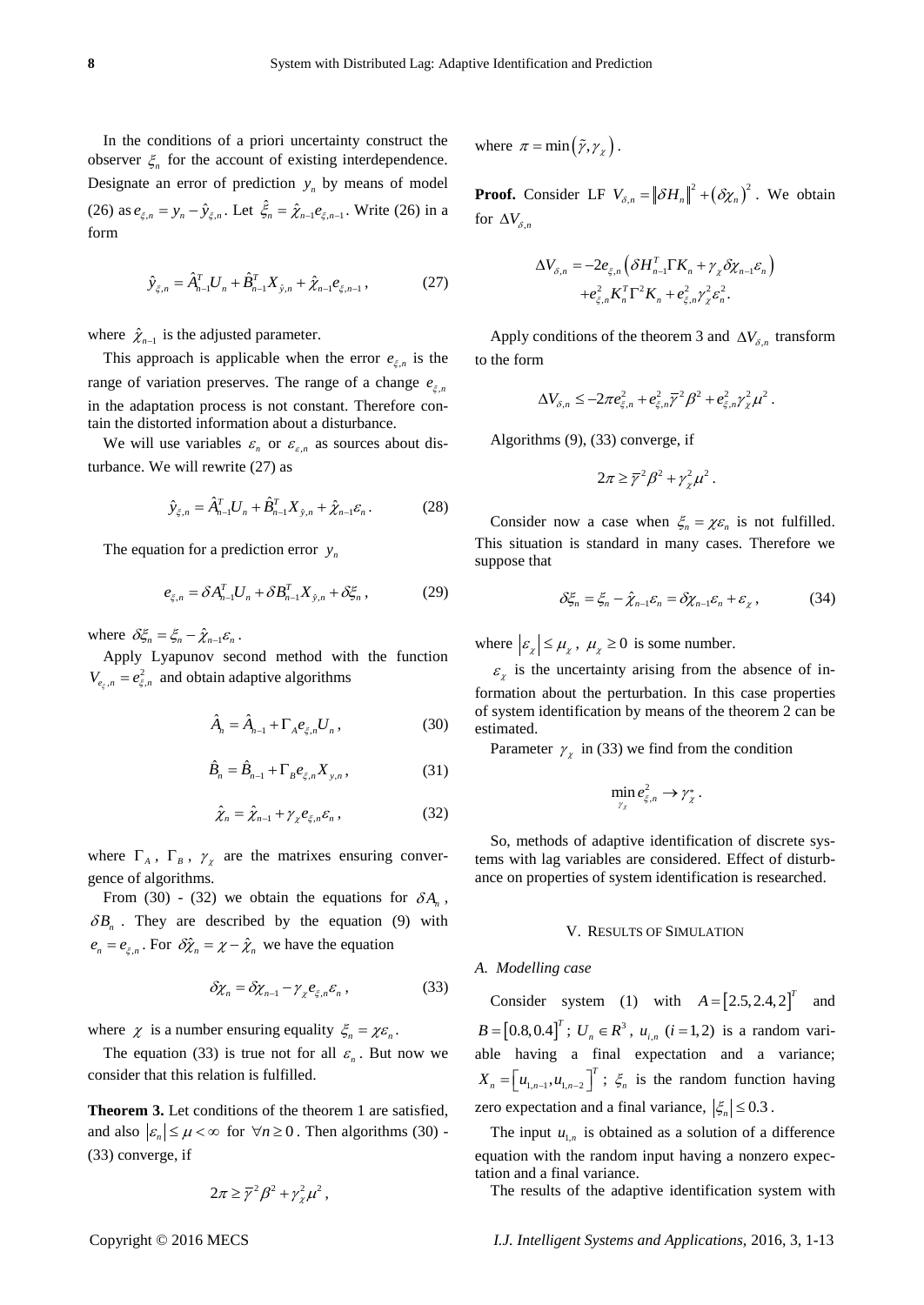In the conditions of a priori uncertainty construct the observer $\xi_n$ for the account of existing interdependence. Designate an error of prediction $y_n$ by means of model (26) as $e_{\xi,n} = y_n - \hat{y}_{\xi,n}$. Let $\hat{\xi}_n = \hat{\chi}_{n-1} e_{\xi,n-1}$. Write (26) in a form

$$\hat{y}_{\xi,n} = \hat{A}_{n-1}^T U_n + \hat{B}_{n-1}^T X_{\hat{y},n} + \hat{\chi}_{n-1} e_{\xi,n-1}, \tag{27}$$

where $\hat{\chi}_{n-1}$ is the adjusted parameter.

This approach is applicable when the error $e_{\xi,n}$ is the range of variation preserves. The range of a change $e_{\xi,n}$ in the adaptation process is not constant. Therefore contain the distorted information about a disturbance.

We will use variables $\varepsilon_n$ or $\varepsilon_{\varepsilon,n}$ as sources about disturbance. We will rewrite (27) as

$$\hat{y}_{\xi,n} = \hat{A}_{n-1}^T U_n + \hat{B}_{n-1}^T X_{\hat{y},n} + \hat{\chi}_{n-1} \varepsilon_n. \tag{28}$$

The equation for a prediction error $y_n$

$$e_{\xi,n} = \delta A_{n-1}^T U_n + \delta B_{n-1}^T X_{\hat{y},n} + \delta \xi_n, \tag{29}$$

where $\delta \xi_n = \xi_n - \hat{\chi}_{n-1} \varepsilon_n$.

Apply Lyapunov second method with the function $V_{e_\xi,n} = e_{\xi,n}^2$ and obtain adaptive algorithms

$$\hat{A}_n = \hat{A}_{n-1} + \Gamma_A e_{\xi,n} U_n, \tag{30}$$

$$\hat{B}_n = \hat{B}_{n-1} + \Gamma_B e_{\xi,n} X_{y,n}, \tag{31}$$

$$\hat{\chi}_n = \hat{\chi}_{n-1} + \gamma_\chi e_{\xi,n} \varepsilon_n, \tag{32}$$

where $\Gamma_A$, $\Gamma_B$, $\gamma_\chi$ are the matrixes ensuring convergence of algorithms.

From (30) - (32) we obtain the equations for $\delta A_n$, $\delta B_n$. They are described by the equation (9) with $e_n = e_{\xi,n}$. For $\delta \hat{\chi}_n = \chi - \hat{\chi}_n$ we have the equation

$$\delta \chi_n = \delta \chi_{n-1} - \gamma_\chi e_{\xi,n} \varepsilon_n, \tag{33}$$

where $\chi$ is a number ensuring equality $\xi_n = \chi \varepsilon_n$.

The equation (33) is true not for all $\varepsilon_n$. But now we consider that this relation is fulfilled.

**Theorem 3.** Let conditions of the theorem 1 are satisfied, and also $|\varepsilon_n| \le \mu < \infty$ for $\forall n \ge 0$. Then algorithms (30) - (33) converge, if

$$2\pi \ge \bar{\gamma}^2 \beta^2 + \gamma_\chi^2 \mu^2,$$

where $\pi = \min(\tilde{\gamma}, \gamma_\chi)$.

**Proof.** Consider LF $V_{\delta,n} = \|\delta H_n\|^2 + (\delta \chi_n)^2$. We obtain for $\Delta V_{\delta,n}$

$$\begin{aligned} \Delta V_{\delta,n} &= -2 e_{\xi,n} \left( \delta H_{n-1}^T \Gamma K_n + \gamma_\chi \delta \chi_{n-1} \varepsilon_n \right) \\ &+ e_{\xi,n}^2 K_n^T \Gamma^2 K_n + e_{\xi,n}^2 \gamma_\chi^2 \varepsilon_n^2. \end{aligned}$$

Apply conditions of the theorem 3 and $\Delta V_{\delta,n}$ transform to the form

$$\Delta V_{\delta,n} \le -2\pi e_{\xi,n}^2 + e_{\xi,n}^2 \bar{\gamma}^2 \beta^2 + e_{\xi,n}^2 \gamma_\chi^2 \mu^2.$$

Algorithms (9), (33) converge, if

$$2\pi \ge \bar{\gamma}^2 \beta^2 + \gamma_\chi^2 \mu^2.$$

Consider now a case when $\xi_n = \chi \varepsilon_n$ is not fulfilled. This situation is standard in many cases. Therefore we suppose that

$$\delta \xi_n = \xi_n - \hat{\chi}_{n-1} \varepsilon_n = \delta \chi_{n-1} \varepsilon_n + \varepsilon_\chi, \tag{34}$$

where $|\varepsilon_\chi| \le \mu_\chi$, $\mu_\chi \ge 0$ is some number.

$\varepsilon_\chi$ is the uncertainty arising from the absence of information about the perturbation. In this case properties of system identification by means of the theorem 2 can be estimated.

Parameter $\gamma_\chi$ in (33) we find from the condition

$$\min_{\gamma_\chi} e_{\xi,n}^2 \to \gamma_\chi^*.$$

So, methods of adaptive identification of discrete systems with lag variables are considered. Effect of disturbance on properties of system identification is researched.

## V. Results of Simulation

### A. Modelling case

Consider system (1) with $A = [2.5, 2.4, 2]^T$ and $B = [0.8, 0.4]^T$; $U_n \in R^3$, $u_{i,n}$ $(i = 1, 2)$ is a random variable having a final expectation and a variance; $X_n = [u_{1,n-1}, u_{1,n-2}]^T$; $\xi_n$ is the random function having zero expectation and a final variance, $|\xi_n| \le 0.3$.

The input $u_{1,n}$ is obtained as a solution of a difference equation with the random input having a nonzero expectation and a final variance.

The results of the adaptive identification system with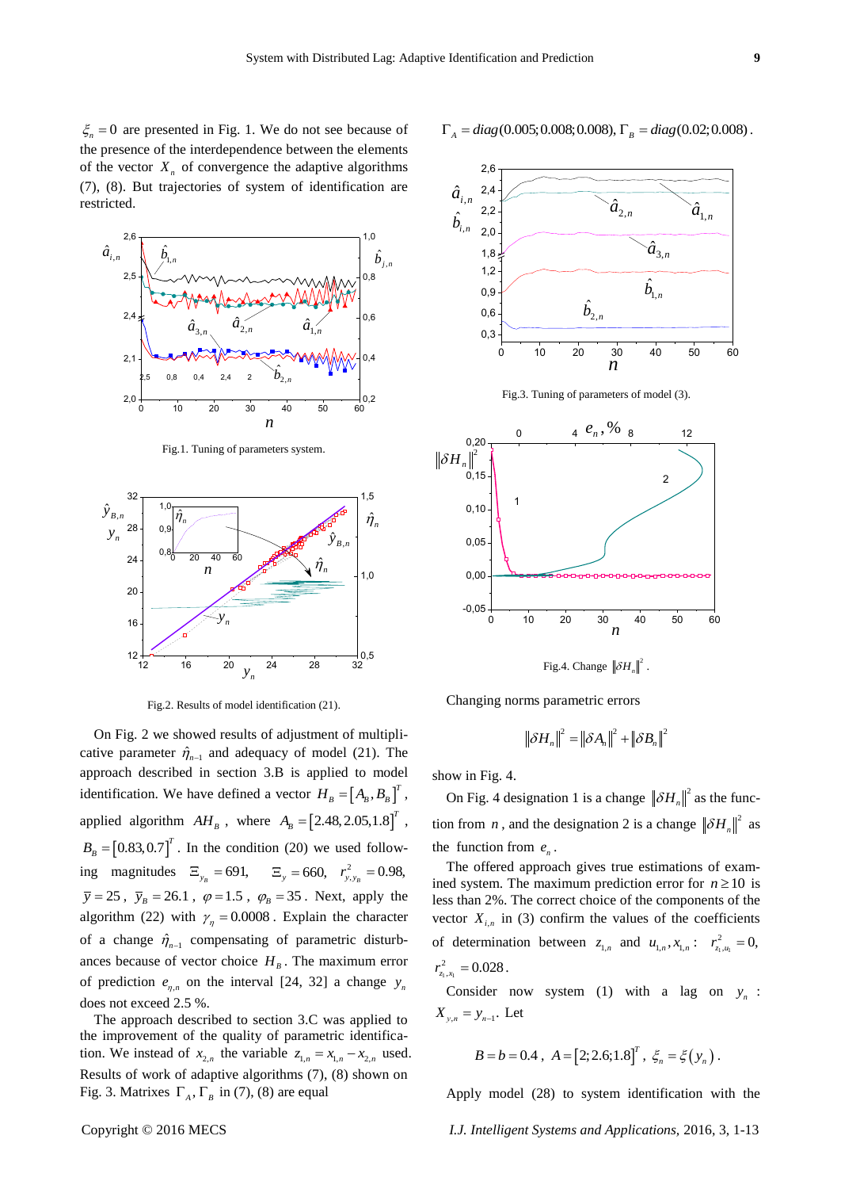$\xi_n = 0$ are presented in Fig. 1. We do not see because of the presence of the interdependence between the elements of the vector $X_n$ of convergence the adaptive algorithms (7), (8). But trajectories of system of identification are restricted.

Fig.1. Tuning of parameters system.

Fig.2. Results of model identification (21).

On Fig. 2 we showed results of adjustment of multiplicative parameter $\hat{\eta}_{n-1}$ and adequacy of model (21). The approach described in section 3.B is applied to model identification. We have defined a vector $H_B = [A_B, B_B]^T$, applied algorithm $AH_B$, where $A_B = [2.48, 2.05, 1.8]^T$, $B_B = [0.83, 0.7]^T$. In the condition (20) we used following magnitudes $\Xi_{y_B} = 691$, $\Xi_y = 660$, $r^2_{y,y_B} = 0.98$, $\bar{y} = 25$, $\bar{y}_B = 26.1$, $\varphi = 1.5$, $\varphi_B = 35$. Next, apply the algorithm (22) with $\gamma_\eta = 0.0008$. Explain the character of a change $\hat{\eta}_{n-1}$ compensating of parametric disturbances because of vector choice $H_B$. The maximum error of prediction $e_{\eta,n}$ on the interval [24, 32] a change $y_n$ does not exceed 2.5 %.

The approach described to section 3.C was applied to the improvement of the quality of parametric identification. We instead of $x_{2,n}$ the variable $z_{1,n} = x_{1,n} - x_{2,n}$ used. Results of work of adaptive algorithms (7), (8) shown on Fig. 3. Matrixes $\Gamma_A$, $\Gamma_B$ in (7), (8) are equal

$\Gamma_A = diag(0.005; 0.008; 0.008)$, $\Gamma_B = diag(0.02; 0.008)$.

Fig.3. Tuning of parameters of model (3).

Fig.4. Change $\|\delta H_n\|^2$.

Changing norms parametric errors

$$\|\delta H_n\|^2 = \|\delta A_n\|^2 + \|\delta B_n\|^2$$

show in Fig. 4.

On Fig. 4 designation 1 is a change $\|\delta H_n\|^2$ as the function from $n$, and the designation 2 is a change $\|\delta H_n\|^2$ as the function from $e_n$.

The offered approach gives true estimations of examined system. The maximum prediction error for $n \geq 10$ is less than 2%. The correct choice of the components of the vector $X_{i,n}$ in (3) confirm the values of the coefficients of determination between $z_{1,n}$ and $u_{1,n}, x_{1,n}$: $r^2_{z_1,u_1} = 0$, $r^2_{z_1,x_1} = 0.028$.

Consider now system (1) with a lag on $y_n$: $X_{y,n} = y_{n-1}$. Let

$$B = b = 0.4,\ A = [2; 2.6; 1.8]^T,\ \xi_n = \xi(y_n).$$

Apply model (28) to system identification with the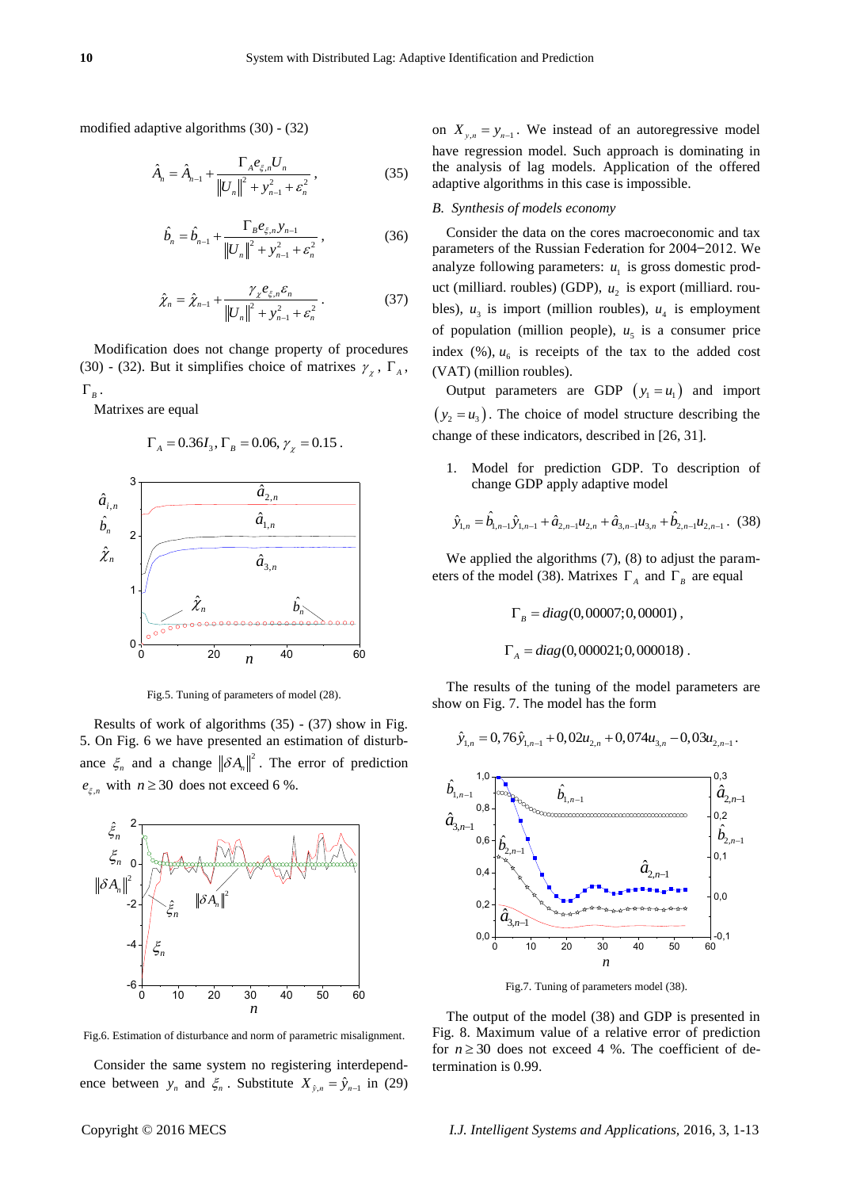modified adaptive algorithms (30) - (32)

$$\hat{A}_n = \hat{A}_{n-1} + \frac{\Gamma_A e_{\xi,n} U_n}{\|U_n\|^2 + y_{n-1}^2 + \varepsilon_n^2}, \quad (35)$$

$$\hat{b}_n = \hat{b}_{n-1} + \frac{\Gamma_B e_{\xi,n} y_{n-1}}{\|U_n\|^2 + y_{n-1}^2 + \varepsilon_n^2}, \quad (36)$$

$$\hat{\chi}_n = \hat{\chi}_{n-1} + \frac{\gamma_\chi e_{\xi,n} \varepsilon_n}{\|U_n\|^2 + y_{n-1}^2 + \varepsilon_n^2}. \quad (37)$$

Modification does not change property of procedures (30) - (32). But it simplifies choice of matrixes $\gamma_\chi$, $\Gamma_A$, $\Gamma_B$.

Matrixes are equal

$$\Gamma_A = 0.36 I_3, \Gamma_B = 0.06, \gamma_\chi = 0.15.$$

Fig.5. Tuning of parameters of model (28).

Results of work of algorithms (35) - (37) show in Fig. 5. On Fig. 6 we have presented an estimation of disturbance $\xi_n$ and a change $\|\delta A_n\|^2$. The error of prediction $e_{\xi,n}$ with $n \geq 30$ does not exceed 6 %.

Fig.6. Estimation of disturbance and norm of parametric misalignment.

Consider the same system no registering interdependence between $y_n$ and $\xi_n$. Substitute $X_{\hat{y},n} = \hat{y}_{n-1}$ in (29) on $X_{y,n} = y_{n-1}$. We instead of an autoregressive model have regression model. Such approach is dominating in the analysis of lag models. Application of the offered adaptive algorithms in this case is impossible.

*B. Synthesis of models economy*

Consider the data on the cores macroeconomic and tax parameters of the Russian Federation for 2004–2012. We analyze following parameters: $u_1$ is gross domestic product (milliard. roubles) (GDP), $u_2$ is export (milliard. roubles), $u_3$ is import (million roubles), $u_4$ is employment of population (million people), $u_5$ is a consumer price index (%), $u_6$ is receipts of the tax to the added cost (VAT) (million roubles).

Output parameters are GDP $(y_1 = u_1)$ and import $(y_2 = u_3)$. The choice of model structure describing the change of these indicators, described in [26, 31].

1. Model for prediction GDP. To description of change GDP apply adaptive model

$$\hat{y}_{1,n} = \hat{b}_{1,n-1}\hat{y}_{1,n-1} + \hat{a}_{2,n-1}u_{2,n} + \hat{a}_{3,n-1}u_{3,n} + \hat{b}_{2,n-1}u_{2,n-1}. \quad (38)$$

We applied the algorithms (7), (8) to adjust the parameters of the model (38). Matrixes $\Gamma_A$ and $\Gamma_B$ are equal

$$\Gamma_B = diag(0{,}00007; 0{,}00001),$$

$$\Gamma_A = diag(0{,}000021; 0{,}000018).$$

The results of the tuning of the model parameters are show on Fig. 7. The model has the form

$$\hat{y}_{1,n} = 0{,}76\hat{y}_{1,n-1} + 0{,}02u_{2,n} + 0{,}074u_{3,n} - 0{,}03u_{2,n-1}.$$

Fig.7. Tuning of parameters model (38).

The output of the model (38) and GDP is presented in Fig. 8. Maximum value of a relative error of prediction for $n \geq 30$ does not exceed 4 %. The coefficient of determination is 0.99.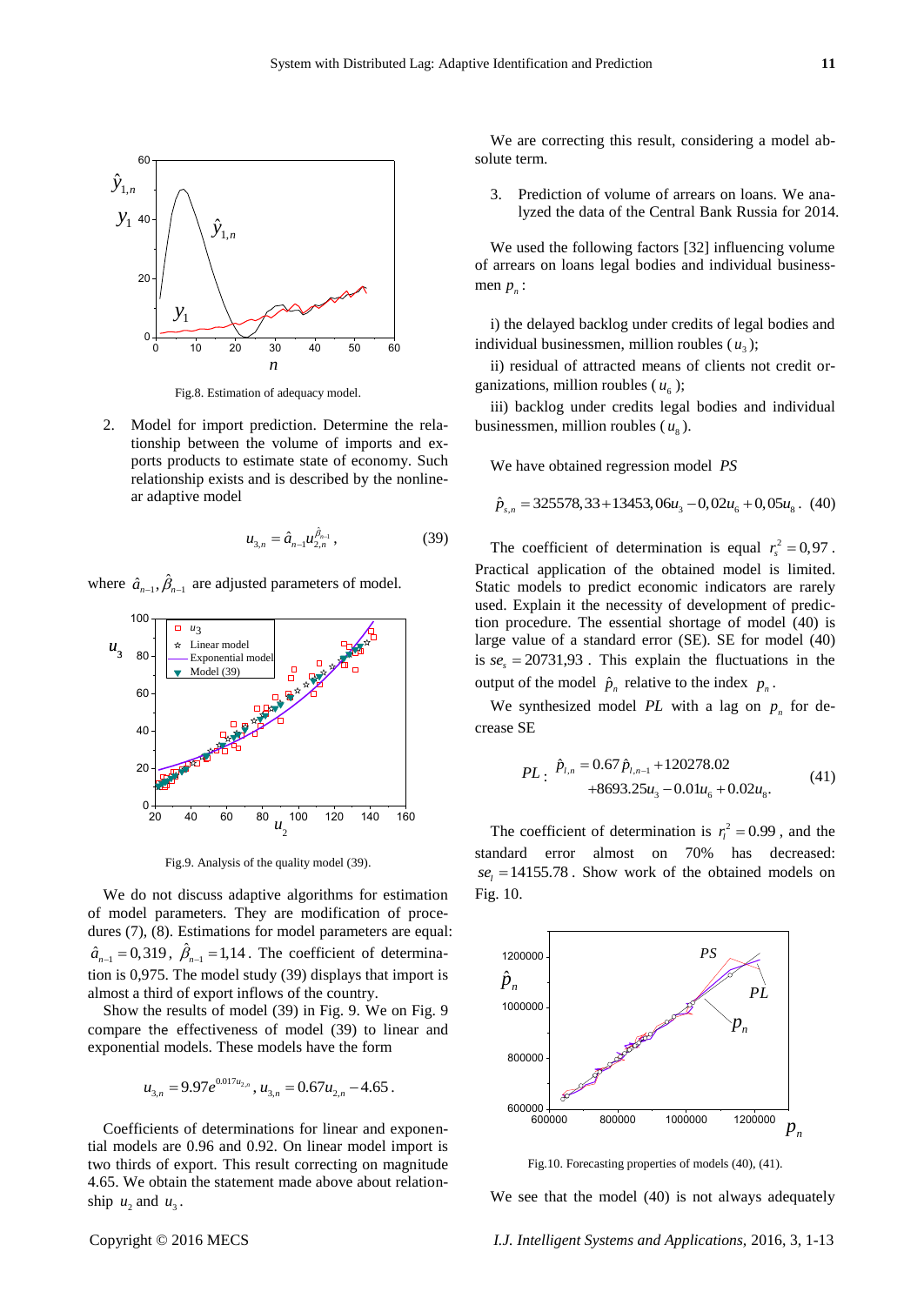Fig.8. Estimation of adequacy model.

2. Model for import prediction. Determine the relationship between the volume of imports and exports products to estimate state of economy. Such relationship exists and is described by the nonlinear adaptive model

$$u_{3,n} = \hat{a}_{n-1} u_{2,n}^{\hat{\beta}_{n-1}}, \tag{39}$$

where $\hat{a}_{n-1}, \hat{\beta}_{n-1}$ are adjusted parameters of model.

Fig.9. Analysis of the quality model (39).

We do not discuss adaptive algorithms for estimation of model parameters. They are modification of procedures (7), (8). Estimations for model parameters are equal: $\hat{a}_{n-1} = 0{,}319$, $\hat{\beta}_{n-1} = 1{,}14$. The coefficient of determination is 0,975. The model study (39) displays that import is almost a third of export inflows of the country.

Show the results of model (39) in Fig. 9. We on Fig. 9 compare the effectiveness of model (39) to linear and exponential models. These models have the form

$$u_{3,n} = 9.97 e^{0.017 u_{2,n}}, \; u_{3,n} = 0.67 u_{2,n} - 4.65.$$

Coefficients of determinations for linear and exponential models are 0.96 and 0.92. On linear model import is two thirds of export. This result correcting on magnitude 4.65. We obtain the statement made above about relationship $u_2$ and $u_3$.

We are correcting this result, considering a model absolute term.

3. Prediction of volume of arrears on loans. We analyzed the data of the Central Bank Russia for 2014.

We used the following factors [32] influencing volume of arrears on loans legal bodies and individual businessmen $p_n$:

i) the delayed backlog under credits of legal bodies and individual businessmen, million roubles ($u_3$);

ii) residual of attracted means of clients not credit organizations, million roubles ($u_6$);

iii) backlog under credits legal bodies and individual businessmen, million roubles ($u_8$).

We have obtained regression model *PS*

$$\hat{p}_{s,n} = 325578{,}33 + 13453{,}06 u_3 - 0{,}02 u_6 + 0{,}05 u_8. \tag{40}$$

The coefficient of determination is equal $r_s^2 = 0{,}97$. Practical application of the obtained model is limited. Static models to predict economic indicators are rarely used. Explain it the necessity of development of prediction procedure. The essential shortage of model (40) is large value of a standard error (SE). SE for model (40) is $se_s = 20731{,}93$. This explain the fluctuations in the output of the model $\hat{p}_n$ relative to the index $p_n$.

We synthesized model *PL* with a lag on $p_n$ for decrease SE

$$PL: \; \hat{p}_{l,n} = 0.67 \hat{p}_{l,n-1} + 120278.02 + 8693.25 u_3 - 0.01 u_6 + 0.02 u_8. \tag{41}$$

The coefficient of determination is $r_l^2 = 0.99$, and the standard error almost on 70% has decreased: $se_l = 14155.78$. Show work of the obtained models on Fig. 10.

Fig.10. Forecasting properties of models (40), (41).

We see that the model (40) is not always adequately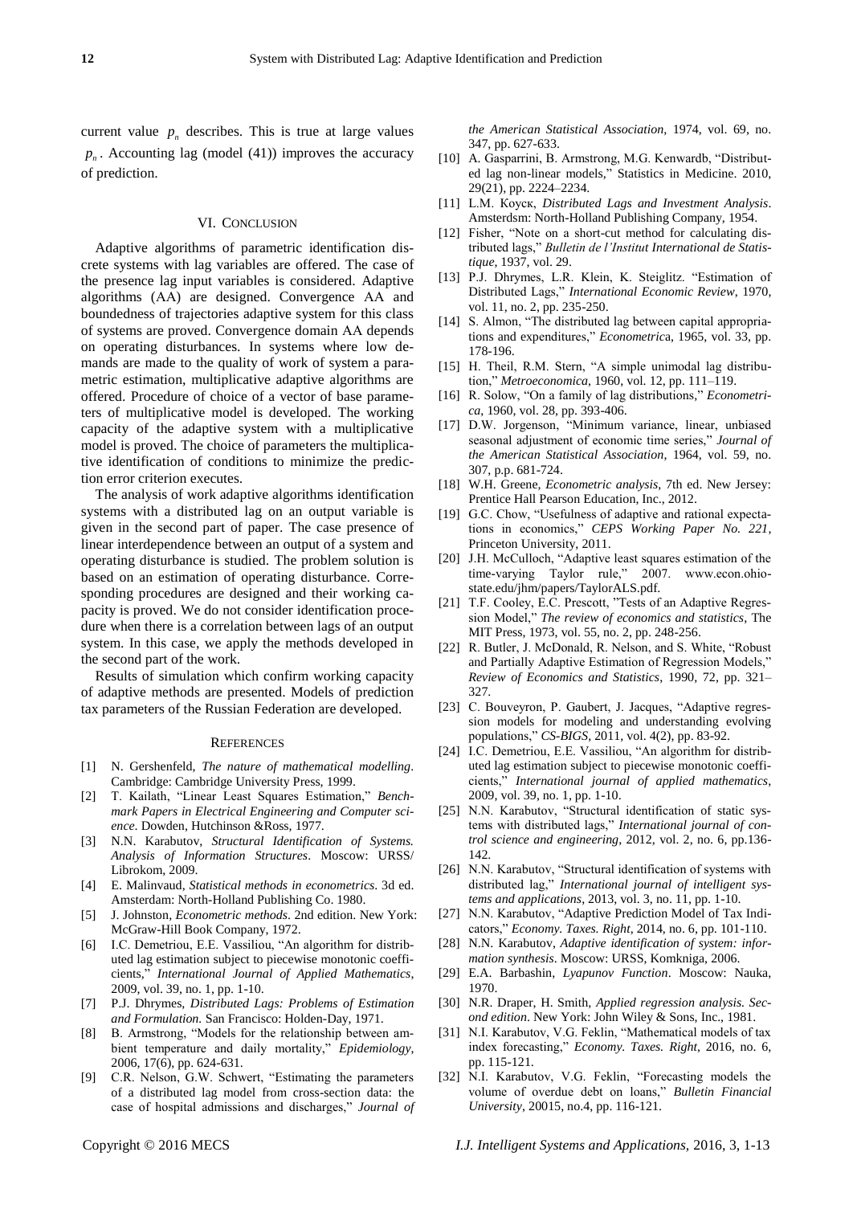current value $p_n$ describes. This is true at large values $p_n$. Accounting lag (model (41)) improves the accuracy of prediction.

## VI. CONCLUSION

Adaptive algorithms of parametric identification discrete systems with lag variables are offered. The case of the presence lag input variables is considered. Adaptive algorithms (AA) are designed. Convergence AA and boundedness of trajectories adaptive system for this class of systems are proved. Convergence domain AA depends on operating disturbances. In systems where low demands are made to the quality of work of system a parametric estimation, multiplicative adaptive algorithms are offered. Procedure of choice of a vector of base parameters of multiplicative model is developed. The working capacity of the adaptive system with a multiplicative model is proved. The choice of parameters the multiplicative identification of conditions to minimize the prediction error criterion executes.

The analysis of work adaptive algorithms identification systems with a distributed lag on an output variable is given in the second part of paper. The case presence of linear interdependence between an output of a system and operating disturbance is studied. The problem solution is based on an estimation of operating disturbance. Corresponding procedures are designed and their working capacity is proved. We do not consider identification procedure when there is a correlation between lags of an output system. In this case, we apply the methods developed in the second part of the work.

Results of simulation which confirm working capacity of adaptive methods are presented. Models of prediction tax parameters of the Russian Federation are developed.

## REFERENCES

[1] N. Gershenfeld, *The nature of mathematical modelling*. Cambridge: Cambridge University Press, 1999.

[2] T. Kailath, "Linear Least Squares Estimation," *Benchmark Papers in Electrical Engineering and Computer science*. Dowden, Hutchinson &Ross, 1977.

[3] N.N. Karabutov, *Structural Identification of Systems. Analysis of Information Structures*. Moscow: URSS/ Librokom, 2009.

[4] E. Malinvaud, *Statistical methods in econometrics*. 3d ed. Amsterdam: North-Holland Publishing Co. 1980.

[5] J. Johnston, *Econometric methods*. 2nd edition. New York: McGraw-Hill Book Company, 1972.

[6] I.C. Demetriou, E.E. Vassiliou, "An algorithm for distributed lag estimation subject to piecewise monotonic coefficients," *International Journal of Applied Mathematics*, 2009, vol. 39, no. 1, pp. 1-10.

[7] P.J. Dhrymes, *Distributed Lags: Problems of Estimation and Formulation*. San Francisco: Holden-Day, 1971.

[8] B. Armstrong, "Models for the relationship between ambient temperature and daily mortality," *Epidemiology*, 2006, 17(6), pp. 624-631.

[9] C.R. Nelson, G.W. Schwert, "Estimating the parameters of a distributed lag model from cross-section data: the case of hospital admissions and discharges," *Journal of the American Statistical Association*, 1974, vol. 69, no. 347, pp. 627-633.

[10] A. Gasparrini, B. Armstrong, M.G. Kenwardb, "Distributed lag non-linear models," Statistics in Medicine. 2010, 29(21), pp. 2224–2234.

[11] L.M. Коуск, *Distributed Lags and Investment Analysis*. Amsterdsm: North-Holland Publishing Company, 1954.

[12] Fisher, "Note on a short-cut method for calculating distributed lags," *Bulletin de l'Institut International de Statistique*, 1937, vol. 29.

[13] P.J. Dhrymes, L.R. Klein, K. Steiglitz. "Estimation of Distributed Lags," *International Economic Review*, 1970, vol. 11, no. 2, pp. 235-250.

[14] S. Almon, "The distributed lag between capital appropriations and expenditures," *Econometrica*, 1965, vol. 33, pp. 178-196.

[15] H. Theil, R.M. Stern, "A simple unimodal lag distribution," *Metroeconomica*, 1960, vol. 12, pp. 111–119.

[16] R. Solow, "On a family of lag distributions," *Econometrica*, 1960, vol. 28, pp. 393-406.

[17] D.W. Jorgenson, "Minimum variance, linear, unbiased seasonal adjustment of economic time series," *Journal of the American Statistical Association*, 1964, vol. 59, no. 307, p.p. 681-724.

[18] W.H. Greene, *Econometric analysis*, 7th ed. New Jersey: Prentice Hall Pearson Education, Inc., 2012.

[19] G.C. Chow, "Usefulness of adaptive and rational expectations in economics," *CEPS Working Paper No. 221*, Princeton University, 2011.

[20] J.H. McCulloch, "Adaptive least squares estimation of the time-varying Taylor rule," 2007. www.econ.ohio-state.edu/jhm/papers/TaylorALS.pdf.

[21] T.F. Cooley, E.C. Prescott, "Tests of an Adaptive Regression Model," *The review of economics and statistics*, The MIT Press, 1973, vol. 55, no. 2, pp. 248-256.

[22] R. Butler, J. McDonald, R. Nelson, and S. White, "Robust and Partially Adaptive Estimation of Regression Models," *Review of Economics and Statistics*, 1990, 72, pp. 321–327.

[23] C. Bouveyron, P. Gaubert, J. Jacques, "Adaptive regression models for modeling and understanding evolving populations," *CS-BIGS*, 2011, vol. 4(2), pp. 83-92.

[24] I.C. Demetriou, E.E. Vassiliou, "An algorithm for distributed lag estimation subject to piecewise monotonic coefficients," *International journal of applied mathematics*, 2009, vol. 39, no. 1, pp. 1-10.

[25] N.N. Karabutov, "Structural identification of static systems with distributed lags," *International journal of control science and engineering*, 2012, vol. 2, no. 6, pp.136-142.

[26] N.N. Karabutov, "Structural identification of systems with distributed lag," *International journal of intelligent systems and applications*, 2013, vol. 3, no. 11, pp. 1-10.

[27] N.N. Karabutov, "Adaptive Prediction Model of Tax Indicators," *Economy. Taxes. Right*, 2014, no. 6, pp. 101-110.

[28] N.N. Karabutov, *Adaptive identification of system: information synthesis*. Moscow: URSS, Komkniga, 2006.

[29] E.A. Barbashin, *Lyapunov Function*. Moscow: Nauka, 1970.

[30] N.R. Draper, H. Smith, *Applied regression analysis. Second edition*. New York: John Wiley & Sons, Inc., 1981.

[31] N.I. Karabutov, V.G. Feklin, "Mathematical models of tax index forecasting," *Economy. Taxes. Right*, 2016, no. 6, pp. 115-121.

[32] N.I. Karabutov, V.G. Feklin, "Forecasting models the volume of overdue debt on loans," *Bulletin Financial University*, 20015, no.4, pp. 116-121.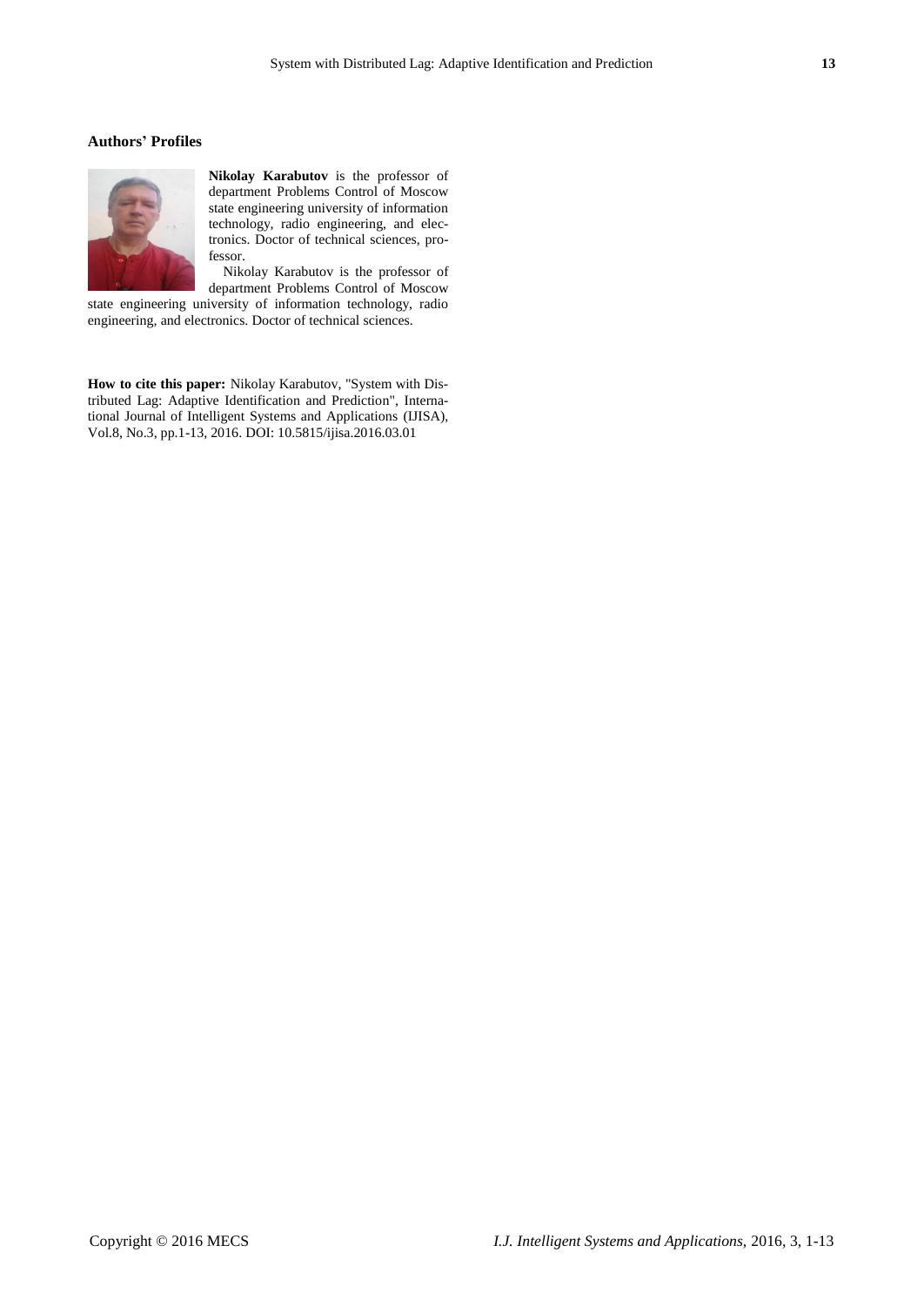**Authors' Profiles**

**Nikolay Karabutov** is the professor of department Problems Control of Moscow state engineering university of information technology, radio engineering, and electronics. Doctor of technical sciences, professor.

Nikolay Karabutov is the professor of department Problems Control of Moscow state engineering university of information technology, radio engineering, and electronics. Doctor of technical sciences.

**How to cite this paper:** Nikolay Karabutov, "System with Distributed Lag: Adaptive Identification and Prediction", International Journal of Intelligent Systems and Applications (IJISA), Vol.8, No.3, pp.1-13, 2016. DOI: 10.5815/ijisa.2016.03.01